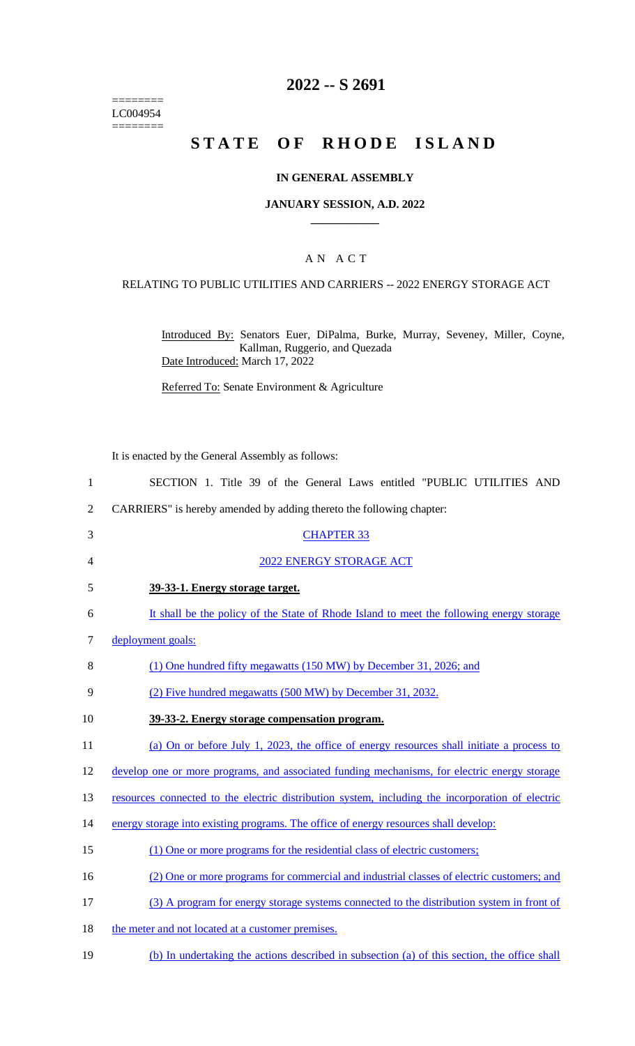========
LC004954
========

# 2022 -- S 2691

# STATE OF RHODE ISLAND

## IN GENERAL ASSEMBLY

### JANUARY SESSION, A.D. 2022

### A N A C T

RELATING TO PUBLIC UTILITIES AND CARRIERS -- 2022 ENERGY STORAGE ACT

Introduced By: Senators Euer, DiPalma, Burke, Murray, Seveney, Miller, Coyne, Kallman, Ruggerio, and Quezada
Date Introduced: March 17, 2022

Referred To: Senate Environment & Agriculture

It is enacted by the General Assembly as follows:

1 SECTION 1. Title 39 of the General Laws entitled "PUBLIC UTILITIES AND
2 CARRIERS" is hereby amended by adding thereto the following chapter:

3 CHAPTER 33

4 2022 ENERGY STORAGE ACT

5 **39-33-1. Energy storage target.**

6 It shall be the policy of the State of Rhode Island to meet the following energy storage
7 deployment goals:

8 (1) One hundred fifty megawatts (150 MW) by December 31, 2026; and

9 (2) Five hundred megawatts (500 MW) by December 31, 2032.

10 **39-33-2. Energy storage compensation program.**

11 (a) On or before July 1, 2023, the office of energy resources shall initiate a process to
12 develop one or more programs, and associated funding mechanisms, for electric energy storage
13 resources connected to the electric distribution system, including the incorporation of electric
14 energy storage into existing programs. The office of energy resources shall develop:

15 (1) One or more programs for the residential class of electric customers;

16 (2) One or more programs for commercial and industrial classes of electric customers; and

17 (3) A program for energy storage systems connected to the distribution system in front of
18 the meter and not located at a customer premises.

19 (b) In undertaking the actions described in subsection (a) of this section, the office shall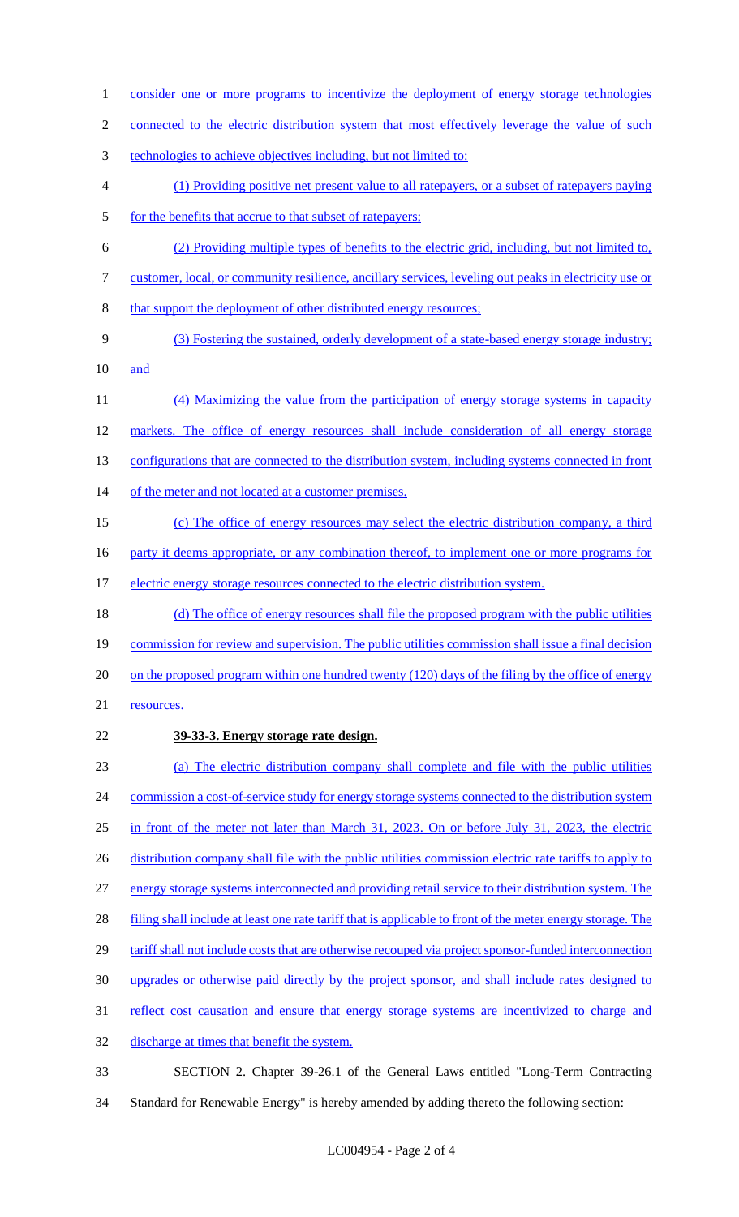consider one or more programs to incentivize the deployment of energy storage technologies connected to the electric distribution system that most effectively leverage the value of such technologies to achieve objectives including, but not limited to:

(1) Providing positive net present value to all ratepayers, or a subset of ratepayers paying for the benefits that accrue to that subset of ratepayers;

(2) Providing multiple types of benefits to the electric grid, including, but not limited to, customer, local, or community resilience, ancillary services, leveling out peaks in electricity use or that support the deployment of other distributed energy resources;

(3) Fostering the sustained, orderly development of a state-based energy storage industry; and

(4) Maximizing the value from the participation of energy storage systems in capacity markets. The office of energy resources shall include consideration of all energy storage configurations that are connected to the distribution system, including systems connected in front of the meter and not located at a customer premises.

(c) The office of energy resources may select the electric distribution company, a third party it deems appropriate, or any combination thereof, to implement one or more programs for electric energy storage resources connected to the electric distribution system.

(d) The office of energy resources shall file the proposed program with the public utilities commission for review and supervision. The public utilities commission shall issue a final decision on the proposed program within one hundred twenty (120) days of the filing by the office of energy resources.

**39-33-3. Energy storage rate design.**

(a) The electric distribution company shall complete and file with the public utilities commission a cost-of-service study for energy storage systems connected to the distribution system in front of the meter not later than March 31, 2023. On or before July 31, 2023, the electric distribution company shall file with the public utilities commission electric rate tariffs to apply to energy storage systems interconnected and providing retail service to their distribution system. The filing shall include at least one rate tariff that is applicable to front of the meter energy storage. The tariff shall not include costs that are otherwise recouped via project sponsor-funded interconnection upgrades or otherwise paid directly by the project sponsor, and shall include rates designed to reflect cost causation and ensure that energy storage systems are incentivized to charge and discharge at times that benefit the system.

SECTION 2. Chapter 39-26.1 of the General Laws entitled "Long-Term Contracting Standard for Renewable Energy" is hereby amended by adding thereto the following section: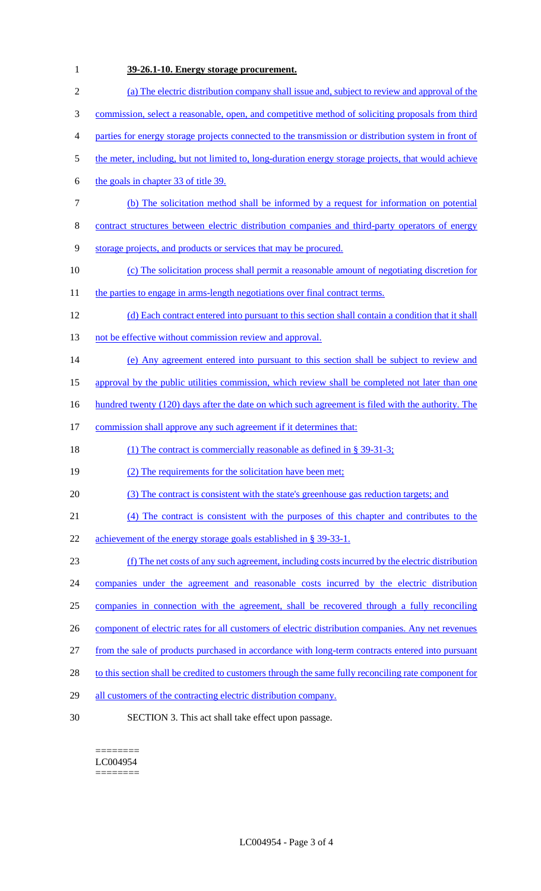**39-26.1-10. Energy storage procurement.**

(a) The electric distribution company shall issue and, subject to review and approval of the commission, select a reasonable, open, and competitive method of soliciting proposals from third parties for energy storage projects connected to the transmission or distribution system in front of the meter, including, but not limited to, long-duration energy storage projects, that would achieve the goals in chapter 33 of title 39.

(b) The solicitation method shall be informed by a request for information on potential contract structures between electric distribution companies and third-party operators of energy storage projects, and products or services that may be procured.

(c) The solicitation process shall permit a reasonable amount of negotiating discretion for the parties to engage in arms-length negotiations over final contract terms.

(d) Each contract entered into pursuant to this section shall contain a condition that it shall not be effective without commission review and approval.

(e) Any agreement entered into pursuant to this section shall be subject to review and approval by the public utilities commission, which review shall be completed not later than one hundred twenty (120) days after the date on which such agreement is filed with the authority. The commission shall approve any such agreement if it determines that:

(1) The contract is commercially reasonable as defined in § 39-31-3;

(2) The requirements for the solicitation have been met;

(3) The contract is consistent with the state's greenhouse gas reduction targets; and

(4) The contract is consistent with the purposes of this chapter and contributes to the achievement of the energy storage goals established in § 39-33-1.

(f) The net costs of any such agreement, including costs incurred by the electric distribution companies under the agreement and reasonable costs incurred by the electric distribution companies in connection with the agreement, shall be recovered through a fully reconciling component of electric rates for all customers of electric distribution companies. Any net revenues from the sale of products purchased in accordance with long-term contracts entered into pursuant to this section shall be credited to customers through the same fully reconciling rate component for all customers of the contracting electric distribution company.

SECTION 3. This act shall take effect upon passage.

========
LC004954
========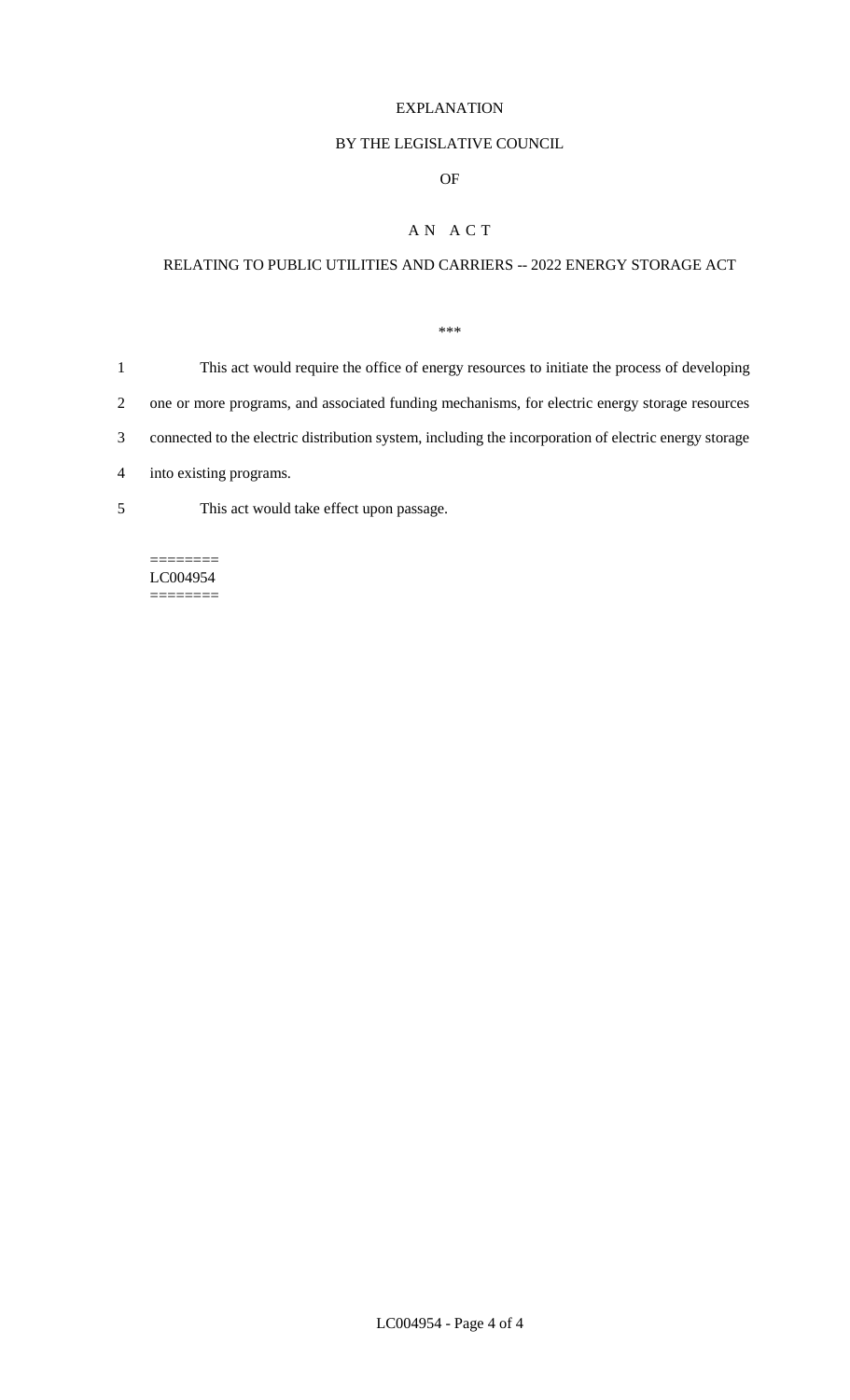# EXPLANATION

## BY THE LEGISLATIVE COUNCIL

### OF

## A N A C T

### RELATING TO PUBLIC UTILITIES AND CARRIERS -- 2022 ENERGY STORAGE ACT

\*\*\*

This act would require the office of energy resources to initiate the process of developing one or more programs, and associated funding mechanisms, for electric energy storage resources connected to the electric distribution system, including the incorporation of electric energy storage into existing programs.

This act would take effect upon passage.

========
LC004954
========